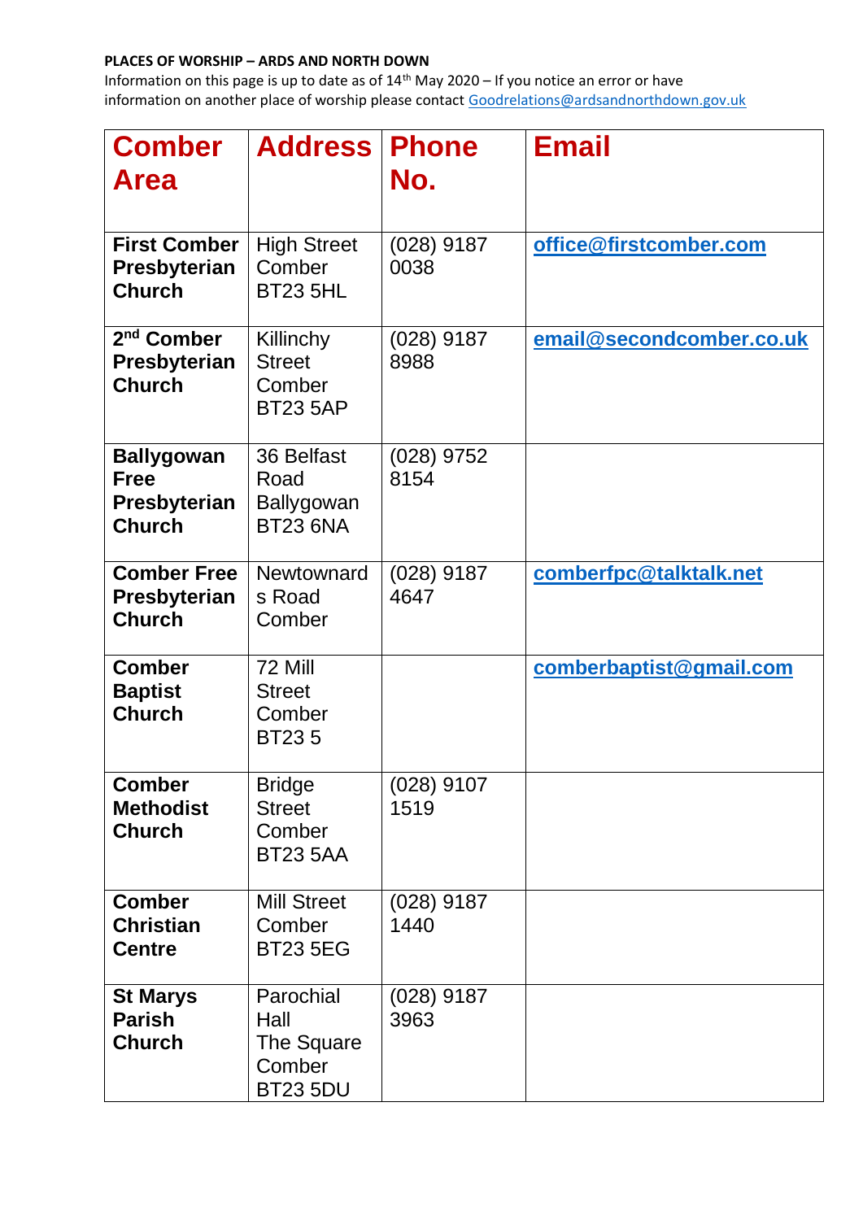**PLACES OF WORSHIP – ARDS AND NORTH DOWN**

Information on this page is up to date as of 14th May 2020 – If you notice an error or have information on another place of worship please contact Goodrelations@ardsandnorthdown.gov.uk

| Comber Area | Address | Phone No. | Email |
|---|---|---|---|
| **First Comber Presbyterian Church** | High Street Comber BT23 5HL | (028) 9187 0038 | office@firstcomber.com |
| **2nd Comber Presbyterian Church** | Killinchy Street Comber BT23 5AP | (028) 9187 8988 | email@secondcomber.co.uk |
| **Ballygowan Free Presbyterian Church** | 36 Belfast Road Ballygowan BT23 6NA | (028) 9752 8154 | |
| **Comber Free Presbyterian Church** | Newtownards Road Comber | (028) 9187 4647 | comberfpc@talktalk.net |
| **Comber Baptist Church** | 72 Mill Street Comber BT23 5 | | comberbaptist@gmail.com |
| **Comber Methodist Church** | Bridge Street Comber BT23 5AA | (028) 9107 1519 | |
| **Comber Christian Centre** | Mill Street Comber BT23 5EG | (028) 9187 1440 | |
| **St Marys Parish Church** | Parochial Hall The Square Comber BT23 5DU | (028) 9187 3963 | |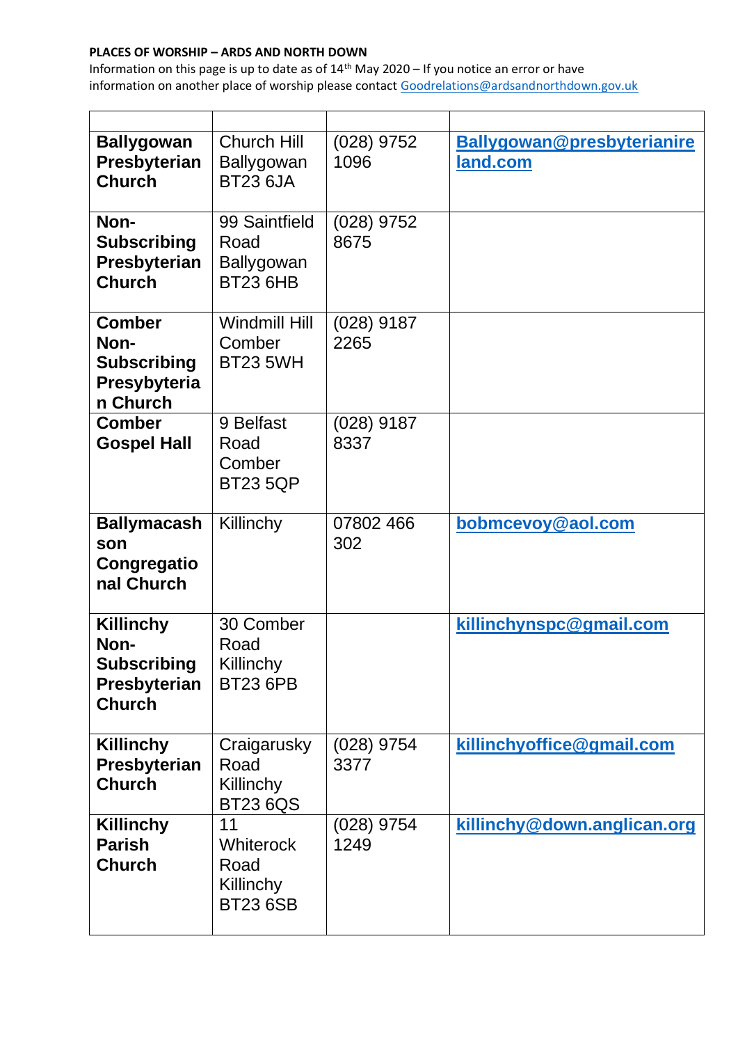**PLACES OF WORSHIP – ARDS AND NORTH DOWN**

Information on this page is up to date as of 14th May 2020 – If you notice an error or have information on another place of worship please contact Goodrelations@ardsandnorthdown.gov.uk

| | | | |
|---|---|---|---|
| **Ballygowan Presbyterian Church** | Church Hill Ballygowan BT23 6JA | (028) 9752 1096 | **Ballygowan@presbyterianireland.com** |
| **Non-Subscribing Presbyterian Church** | 99 Saintfield Road Ballygowan BT23 6HB | (028) 9752 8675 | |
| **Comber Non-Subscribing Presbyterian Church** | Windmill Hill Comber BT23 5WH | (028) 9187 2265 | |
| **Comber Gospel Hall** | 9 Belfast Road Comber BT23 5QP | (028) 9187 8337 | |
| **Ballymacashson Congregational Church** | Killinchy | 07802 466 302 | **bobmcevoy@aol.com** |
| **Killinchy Non-Subscribing Presbyterian Church** | 30 Comber Road Killinchy BT23 6PB | | **killinchynspc@gmail.com** |
| **Killinchy Presbyterian Church** | Craigarusky Road Killinchy BT23 6QS | (028) 9754 3377 | **killinchyoffice@gmail.com** |
| **Killinchy Parish Church** | 11 Whiterock Road Killinchy BT23 6SB | (028) 9754 1249 | **killinchy@down.anglican.org** |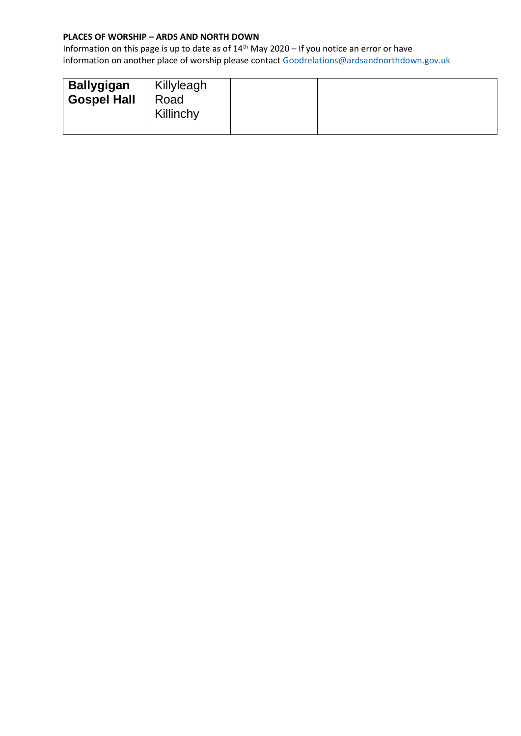**PLACES OF WORSHIP – ARDS AND NORTH DOWN**

Information on this page is up to date as of 14th May 2020 – If you notice an error or have information on another place of worship please contact Goodrelations@ardsandnorthdown.gov.uk

| | | | |
|---|---|---|---|
| **Ballygigan Gospel Hall** | Killyleagh Road Killinchy | | |